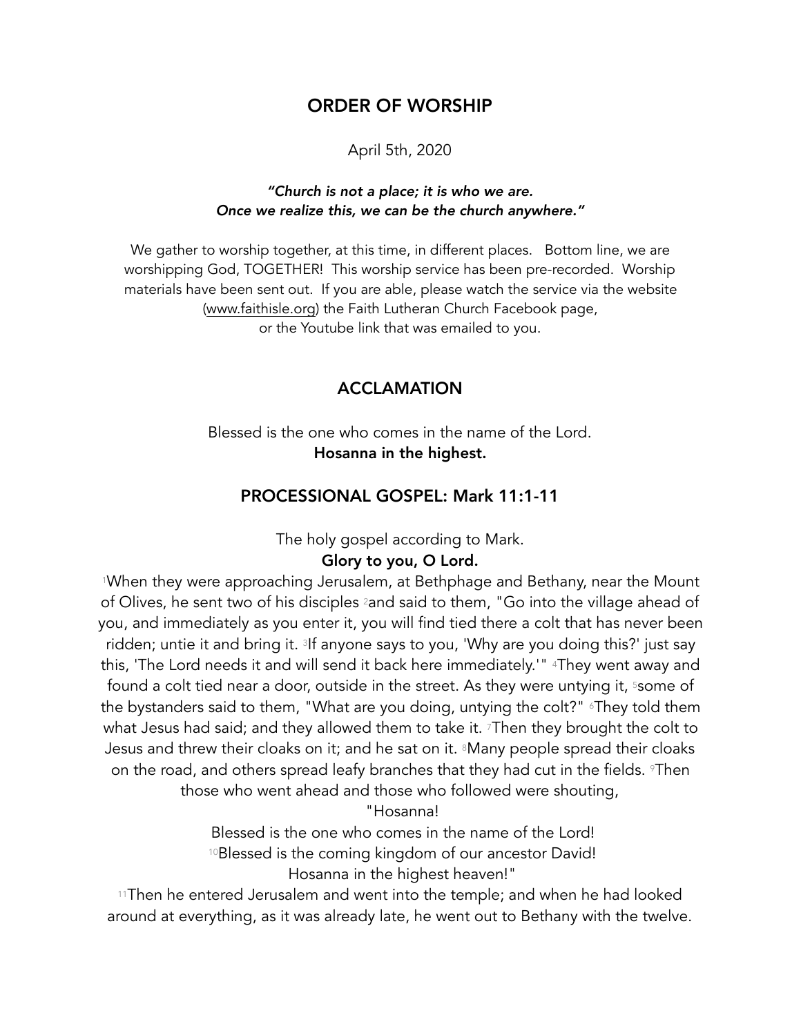# ORDER OF WORSHIP

April 5th, 2020

***"Church is not a place; it is who we are.***
***Once we realize this, we can be the church anywhere."***

We gather to worship together, at this time, in different places. Bottom line, we are worshipping God, TOGETHER! This worship service has been pre-recorded. Worship materials have been sent out. If you are able, please watch the service via the website (www.faithisle.org) the Faith Lutheran Church Facebook page, or the Youtube link that was emailed to you.

## ACCLAMATION

Blessed is the one who comes in the name of the Lord.
**Hosanna in the highest.**

## PROCESSIONAL GOSPEL: Mark 11:1-11

The holy gospel according to Mark.
**Glory to you, O Lord.**

[1]When they were approaching Jerusalem, at Bethphage and Bethany, near the Mount of Olives, he sent two of his disciples [2]and said to them, "Go into the village ahead of you, and immediately as you enter it, you will find tied there a colt that has never been ridden; untie it and bring it. [3]If anyone says to you, 'Why are you doing this?' just say this, 'The Lord needs it and will send it back here immediately.'" [4]They went away and found a colt tied near a door, outside in the street. As they were untying it, [5]some of the bystanders said to them, "What are you doing, untying the colt?" [6]They told them what Jesus had said; and they allowed them to take it. [7]Then they brought the colt to Jesus and threw their cloaks on it; and he sat on it. [8]Many people spread their cloaks on the road, and others spread leafy branches that they had cut in the fields. [9]Then those who went ahead and those who followed were shouting,

"Hosanna!
Blessed is the one who comes in the name of the Lord!
[10]Blessed is the coming kingdom of our ancestor David!
Hosanna in the highest heaven!"

[11]Then he entered Jerusalem and went into the temple; and when he had looked around at everything, as it was already late, he went out to Bethany with the twelve.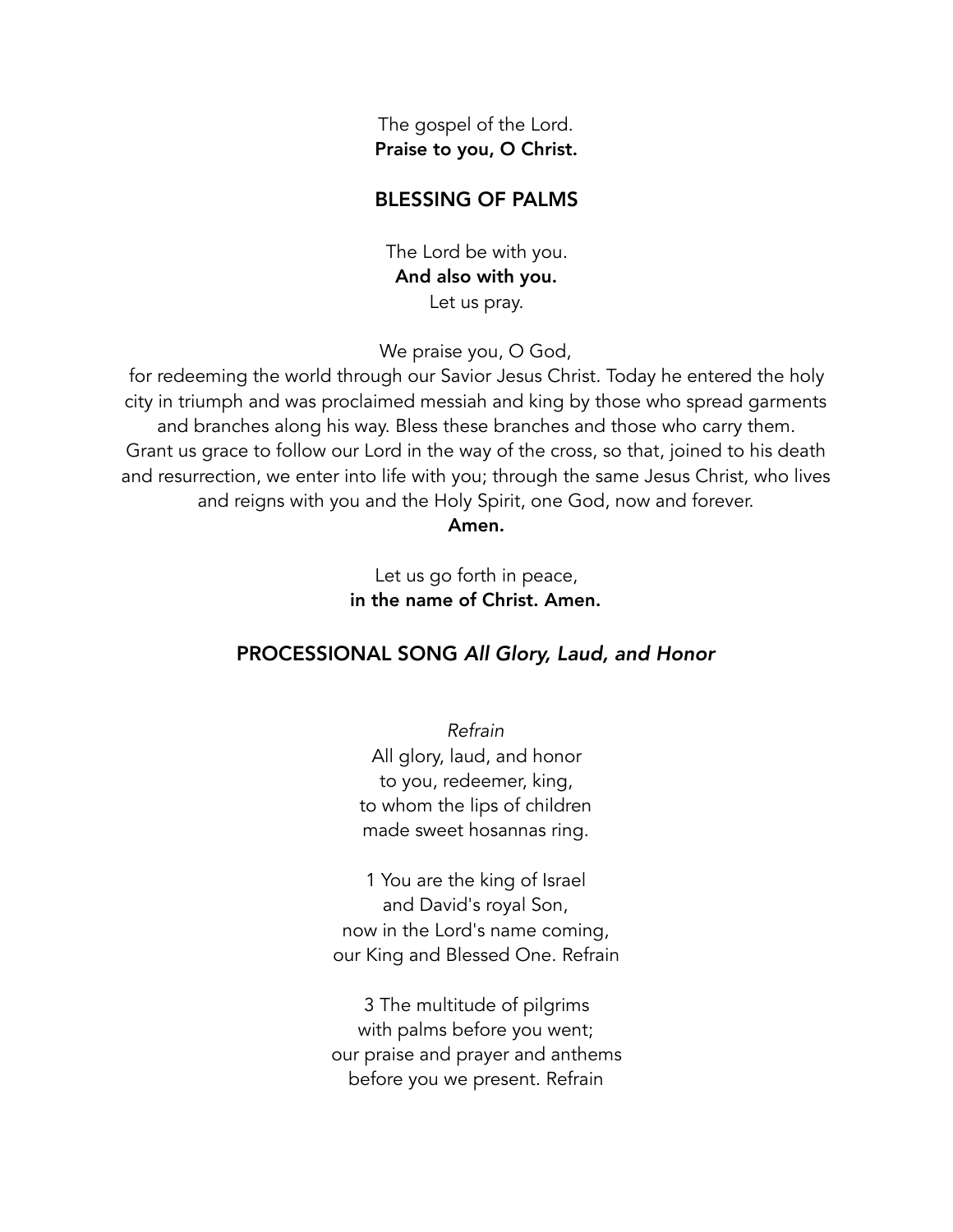The gospel of the Lord.
**Praise to you, O Christ.**

## BLESSING OF PALMS

The Lord be with you.
**And also with you.**
Let us pray.

We praise you, O God,
for redeeming the world through our Savior Jesus Christ. Today he entered the holy city in triumph and was proclaimed messiah and king by those who spread garments and branches along his way. Bless these branches and those who carry them. Grant us grace to follow our Lord in the way of the cross, so that, joined to his death and resurrection, we enter into life with you; through the same Jesus Christ, who lives and reigns with you and the Holy Spirit, one God, now and forever.
**Amen.**

Let us go forth in peace,
**in the name of Christ. Amen.**

## PROCESSIONAL SONG *All Glory, Laud, and Honor*

*Refrain*
All glory, laud, and honor
to you, redeemer, king,
to whom the lips of children
made sweet hosannas ring.

1 You are the king of Israel
and David's royal Son,
now in the Lord's name coming,
our King and Blessed One. Refrain

3 The multitude of pilgrims
with palms before you went;
our praise and prayer and anthems
before you we present. Refrain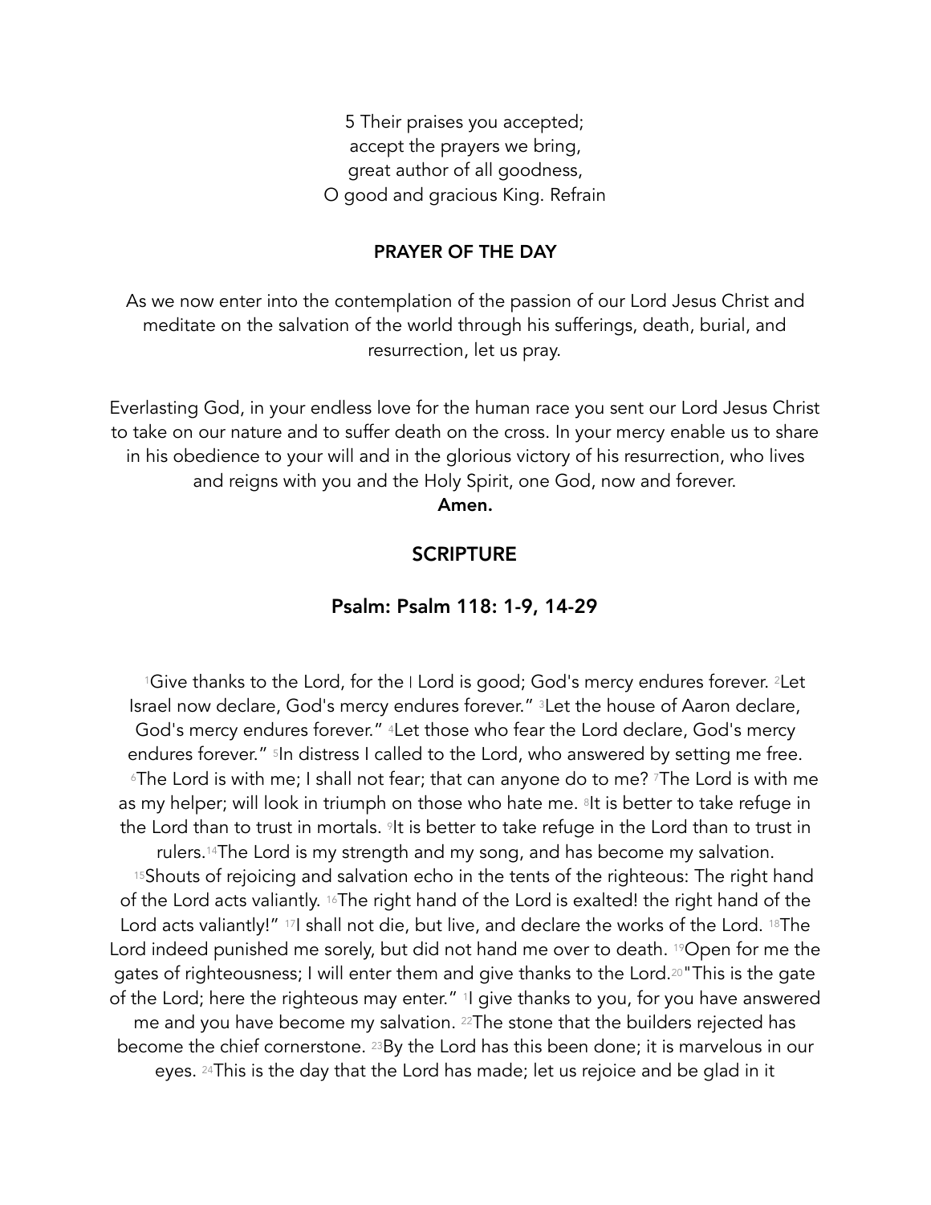5 Their praises you accepted;
accept the prayers we bring,
great author of all goodness,
O good and gracious King. Refrain

## PRAYER OF THE DAY

As we now enter into the contemplation of the passion of our Lord Jesus Christ and meditate on the salvation of the world through his sufferings, death, burial, and resurrection, let us pray.

Everlasting God, in your endless love for the human race you sent our Lord Jesus Christ to take on our nature and to suffer death on the cross. In your mercy enable us to share in his obedience to your will and in the glorious victory of his resurrection, who lives and reigns with you and the Holy Spirit, one God, now and forever.
**Amen.**

## SCRIPTURE

### Psalm: Psalm 118: 1-9, 14-29

[1]Give thanks to the Lord, for the I Lord is good; God's mercy endures forever. [2]Let Israel now declare, God's mercy endures forever." [3]Let the house of Aaron declare, God's mercy endures forever." [4]Let those who fear the Lord declare, God's mercy endures forever." [5]In distress I called to the Lord, who answered by setting me free. [6]The Lord is with me; I shall not fear; that can anyone do to me? [7]The Lord is with me as my helper; will look in triumph on those who hate me. [8]It is better to take refuge in the Lord than to trust in mortals. [9]It is better to take refuge in the Lord than to trust in rulers.[14]The Lord is my strength and my song, and has become my salvation. [15]Shouts of rejoicing and salvation echo in the tents of the righteous: The right hand of the Lord acts valiantly. [16]The right hand of the Lord is exalted! the right hand of the Lord acts valiantly!" [17]I shall not die, but live, and declare the works of the Lord. [18]The Lord indeed punished me sorely, but did not hand me over to death. [19]Open for me the gates of righteousness; I will enter them and give thanks to the Lord.[20]"This is the gate of the Lord; here the righteous may enter." [1]I give thanks to you, for you have answered me and you have become my salvation. [22]The stone that the builders rejected has become the chief cornerstone. [23]By the Lord has this been done; it is marvelous in our eyes. [24]This is the day that the Lord has made; let us rejoice and be glad in it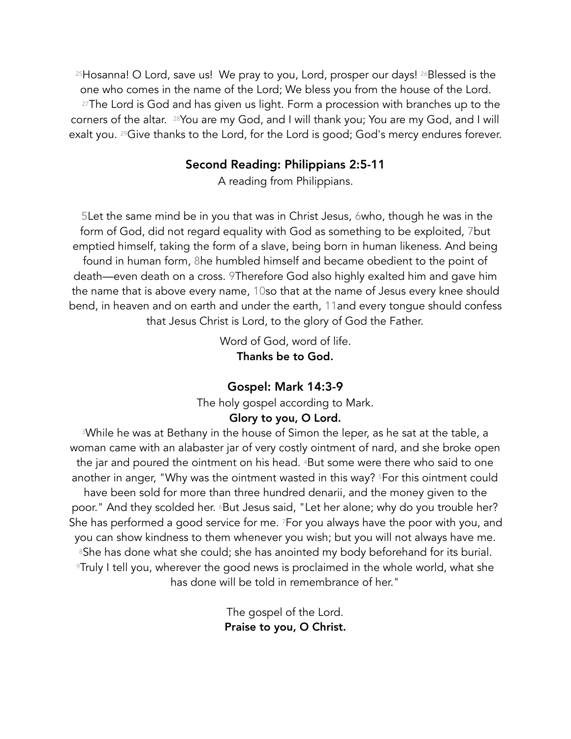[25]Hosanna! O Lord, save us! We pray to you, Lord, prosper our days! [26]Blessed is the one who comes in the name of the Lord; We bless you from the house of the Lord. [27]The Lord is God and has given us light. Form a procession with branches up to the corners of the altar. [28]You are my God, and I will thank you; You are my God, and I will exalt you. [29]Give thanks to the Lord, for the Lord is good; God's mercy endures forever.

## Second Reading: Philippians 2:5-11

A reading from Philippians.

[5]Let the same mind be in you that was in Christ Jesus, [6]who, though he was in the form of God, did not regard equality with God as something to be exploited, [7]but emptied himself, taking the form of a slave, being born in human likeness. And being found in human form, [8]he humbled himself and became obedient to the point of death—even death on a cross. [9]Therefore God also highly exalted him and gave him the name that is above every name, [10]so that at the name of Jesus every knee should bend, in heaven and on earth and under the earth, [11]and every tongue should confess that Jesus Christ is Lord, to the glory of God the Father.

Word of God, word of life.
**Thanks be to God.**

## Gospel: Mark 14:3-9

The holy gospel according to Mark.
**Glory to you, O Lord.**

[3]While he was at Bethany in the house of Simon the leper, as he sat at the table, a woman came with an alabaster jar of very costly ointment of nard, and she broke open the jar and poured the ointment on his head. [4]But some were there who said to one another in anger, "Why was the ointment wasted in this way? [5]For this ointment could have been sold for more than three hundred denarii, and the money given to the poor." And they scolded her. [6]But Jesus said, "Let her alone; why do you trouble her? She has performed a good service for me. [7]For you always have the poor with you, and you can show kindness to them whenever you wish; but you will not always have me. [8]She has done what she could; she has anointed my body beforehand for its burial. [9]Truly I tell you, wherever the good news is proclaimed in the whole world, what she has done will be told in remembrance of her."

The gospel of the Lord.
**Praise to you, O Christ.**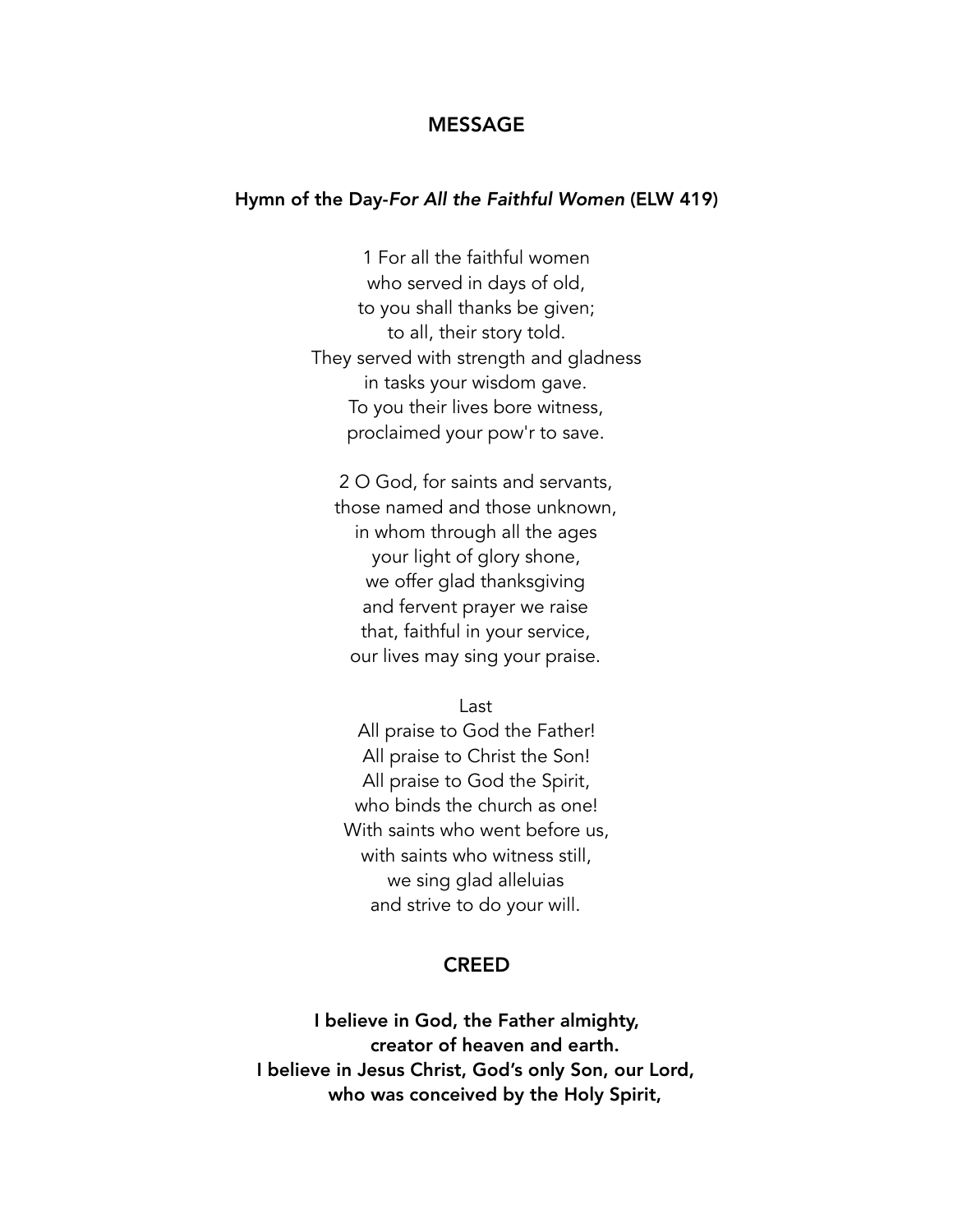## MESSAGE

### Hymn of the Day-*For All the Faithful Women* (ELW 419)

1 For all the faithful women
who served in days of old,
to you shall thanks be given;
to all, their story told.
They served with strength and gladness
in tasks your wisdom gave.
To you their lives bore witness,
proclaimed your pow'r to save.

2 O God, for saints and servants,
those named and those unknown,
in whom through all the ages
your light of glory shone,
we offer glad thanksgiving
and fervent prayer we raise
that, faithful in your service,
our lives may sing your praise.

Last
All praise to God the Father!
All praise to Christ the Son!
All praise to God the Spirit,
who binds the church as one!
With saints who went before us,
with saints who witness still,
we sing glad alleluias
and strive to do your will.

## CREED

**I believe in God, the Father almighty,**
**creator of heaven and earth.**
**I believe in Jesus Christ, God's only Son, our Lord,**
**who was conceived by the Holy Spirit,**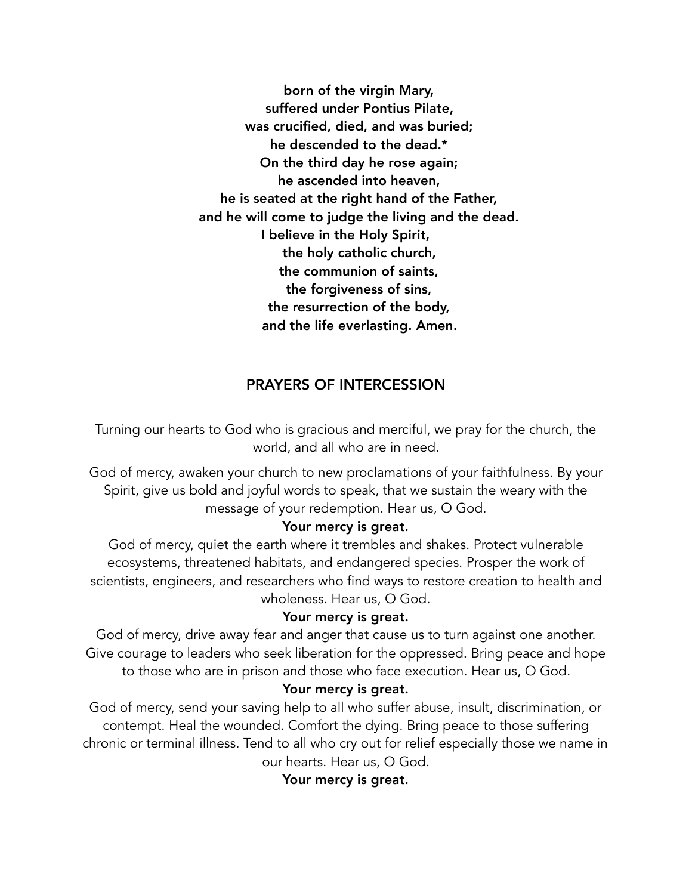**born of the virgin Mary,**
**suffered under Pontius Pilate,**
**was crucified, died, and was buried;**
**he descended to the dead.***
**On the third day he rose again;**
**he ascended into heaven,**
**he is seated at the right hand of the Father,**
**and he will come to judge the living and the dead.**
**I believe in the Holy Spirit,**
**the holy catholic church,**
**the communion of saints,**
**the forgiveness of sins,**
**the resurrection of the body,**
**and the life everlasting. Amen.**

## PRAYERS OF INTERCESSION

Turning our hearts to God who is gracious and merciful, we pray for the church, the world, and all who are in need.

God of mercy, awaken your church to new proclamations of your faithfulness. By your Spirit, give us bold and joyful words to speak, that we sustain the weary with the message of your redemption. Hear us, O God.

**Your mercy is great.**

God of mercy, quiet the earth where it trembles and shakes. Protect vulnerable ecosystems, threatened habitats, and endangered species. Prosper the work of scientists, engineers, and researchers who find ways to restore creation to health and wholeness. Hear us, O God.

**Your mercy is great.**

God of mercy, drive away fear and anger that cause us to turn against one another. Give courage to leaders who seek liberation for the oppressed. Bring peace and hope to those who are in prison and those who face execution. Hear us, O God.

**Your mercy is great.**

God of mercy, send your saving help to all who suffer abuse, insult, discrimination, or contempt. Heal the wounded. Comfort the dying. Bring peace to those suffering chronic or terminal illness. Tend to all who cry out for relief especially those we name in our hearts. Hear us, O God.

**Your mercy is great.**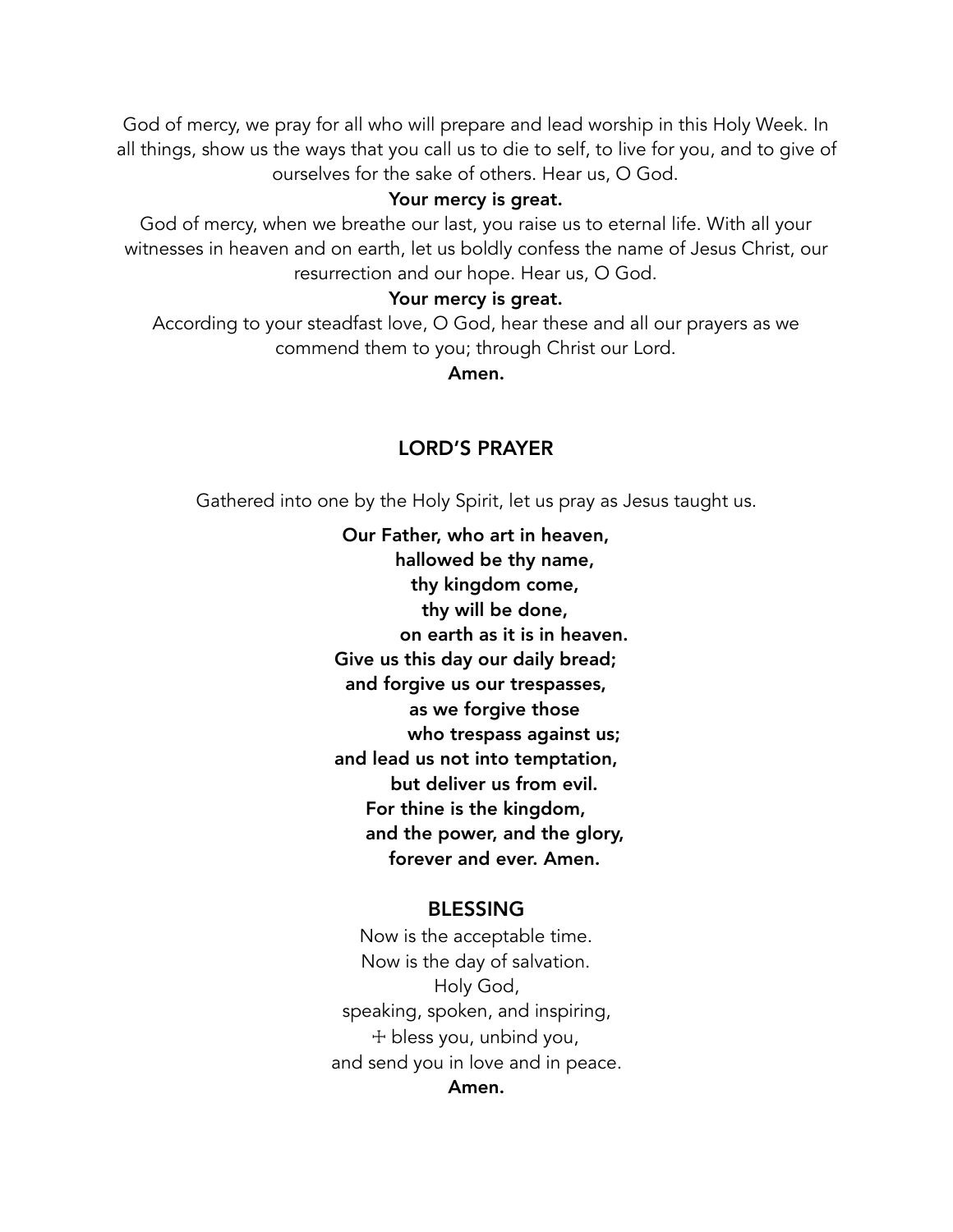God of mercy, we pray for all who will prepare and lead worship in this Holy Week. In all things, show us the ways that you call us to die to self, to live for you, and to give of ourselves for the sake of others. Hear us, O God.

**Your mercy is great.**

God of mercy, when we breathe our last, you raise us to eternal life. With all your witnesses in heaven and on earth, let us boldly confess the name of Jesus Christ, our resurrection and our hope. Hear us, O God.

**Your mercy is great.**

According to your steadfast love, O God, hear these and all our prayers as we commend them to you; through Christ our Lord.

**Amen.**

## LORD'S PRAYER

Gathered into one by the Holy Spirit, let us pray as Jesus taught us.

**Our Father, who art in heaven,**
**hallowed be thy name,**
**thy kingdom come,**
**thy will be done,**
**on earth as it is in heaven.**
**Give us this day our daily bread;**
**and forgive us our trespasses,**
**as we forgive those**
**who trespass against us;**
**and lead us not into temptation,**
**but deliver us from evil.**
**For thine is the kingdom,**
**and the power, and the glory,**
**forever and ever. Amen.**

## BLESSING

Now is the acceptable time.
Now is the day of salvation.
Holy God,
speaking, spoken, and inspiring,
☩ bless you, unbind you,
and send you in love and in peace.

**Amen.**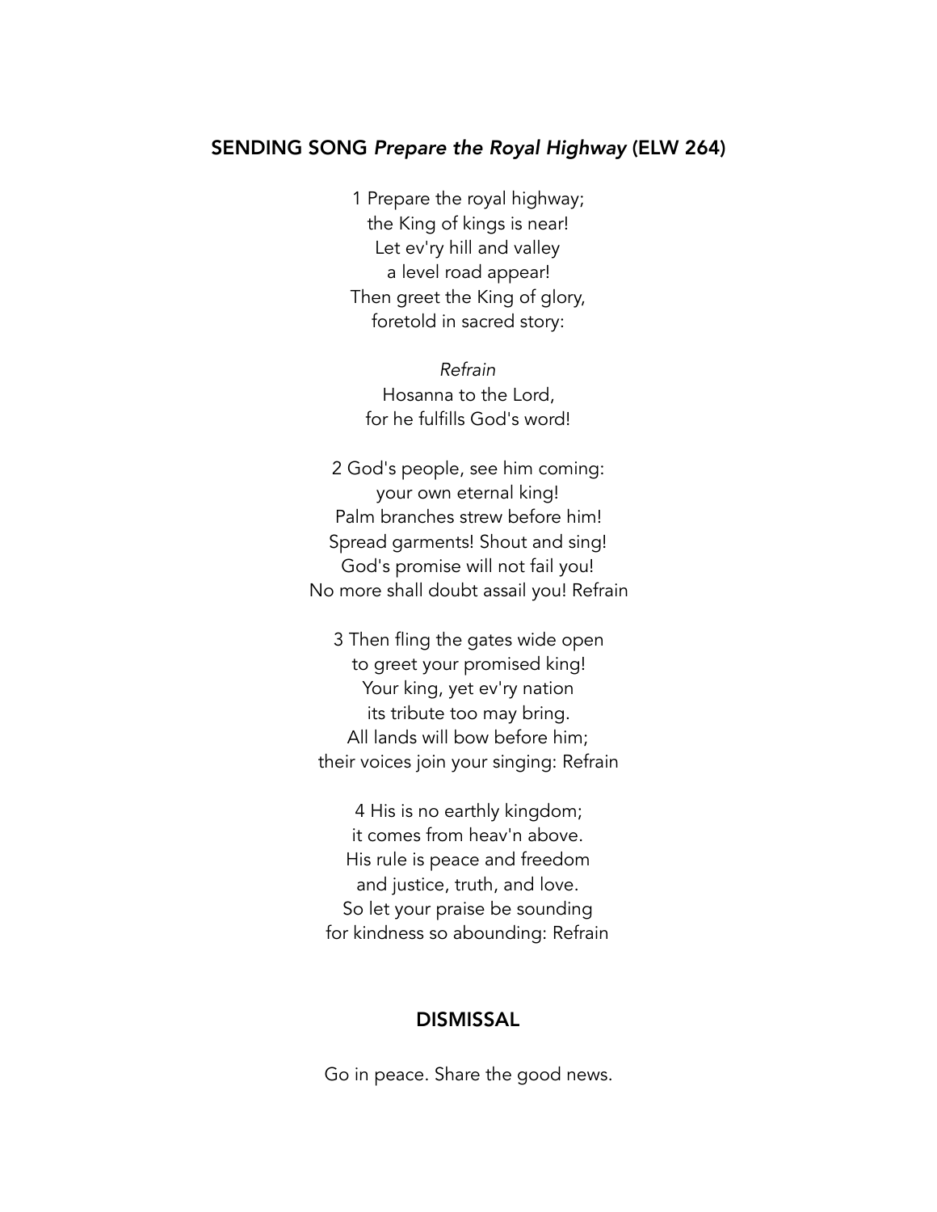## SENDING SONG *Prepare the Royal Highway* (ELW 264)

1 Prepare the royal highway;  
the King of kings is near!  
Let ev'ry hill and valley  
a level road appear!  
Then greet the King of glory,  
foretold in sacred story:

*Refrain*  
Hosanna to the Lord,  
for he fulfills God's word!

2 God's people, see him coming:  
your own eternal king!  
Palm branches strew before him!  
Spread garments! Shout and sing!  
God's promise will not fail you!  
No more shall doubt assail you! Refrain

3 Then fling the gates wide open  
to greet your promised king!  
Your king, yet ev'ry nation  
its tribute too may bring.  
All lands will bow before him;  
their voices join your singing: Refrain

4 His is no earthly kingdom;  
it comes from heav'n above.  
His rule is peace and freedom  
and justice, truth, and love.  
So let your praise be sounding  
for kindness so abounding: Refrain

## DISMISSAL

Go in peace. Share the good news.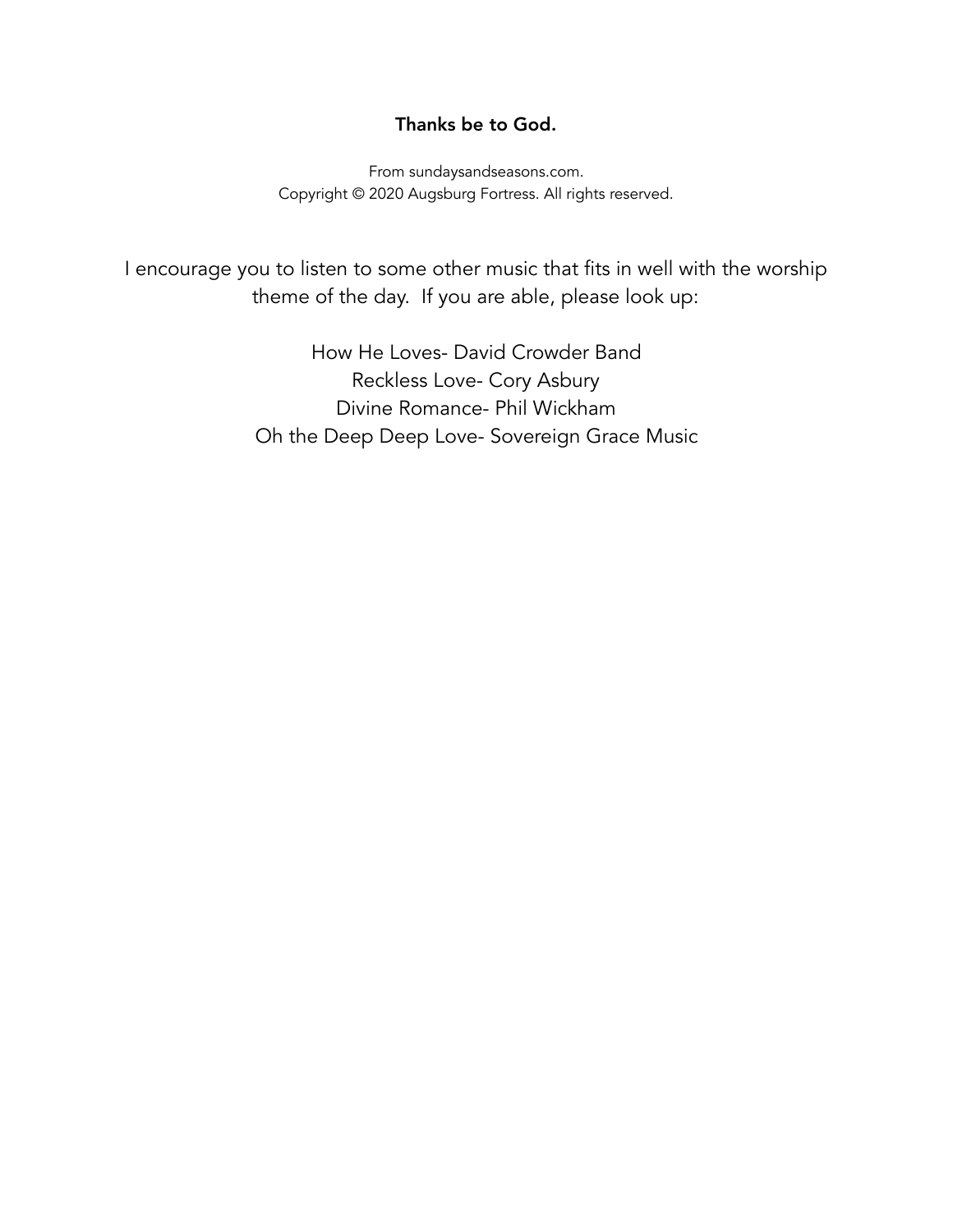**Thanks be to God.**

From sundaysandseasons.com.
Copyright © 2020 Augsburg Fortress. All rights reserved.

I encourage you to listen to some other music that fits in well with the worship theme of the day. If you are able, please look up:

How He Loves- David Crowder Band
Reckless Love- Cory Asbury
Divine Romance- Phil Wickham
Oh the Deep Deep Love- Sovereign Grace Music